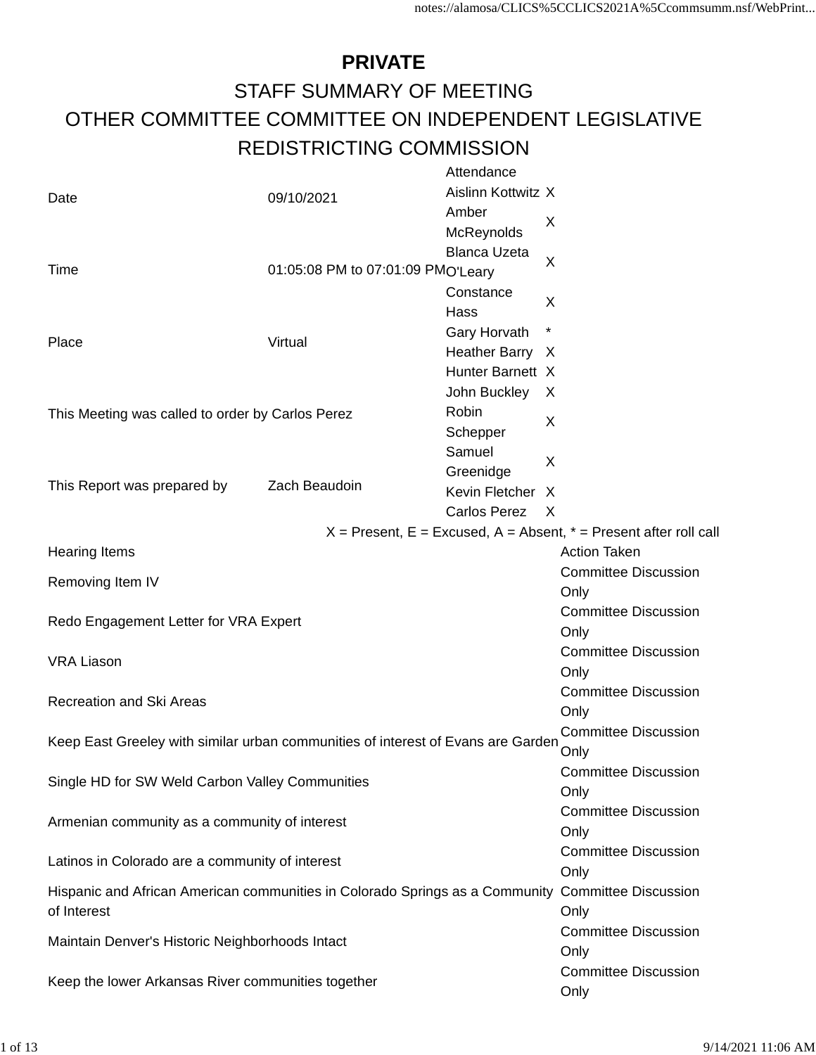# PRIVATE

## STAFF SUMMARY OF MEETING

## OTHER COMMITTEE COMMITTEE ON INDEPENDENT LEGISLATIVE REDISTRICTING COMMISSION

| | | Attendance | |
|---|---|---|---|
| Date | 09/10/2021 | Aislinn Kottwitz | X |
| | | Amber McReynolds | X |
| Time | 01:05:08 PM to 07:01:09 PM | Blanca Uzeta O'Leary | X |
| | | Constance Hass | X |
| Place | Virtual | Gary Horvath | * |
| | | Heather Barry | X |
| | | Hunter Barnett | X |
| This Meeting was called to order by Carlos Perez | | John Buckley | X |
| | | Robin Schepper | X |
| | | Samuel Greenidge | X |
| This Report was prepared by | Zach Beaudoin | Kevin Fletcher | X |
| | | Carlos Perez | X |

X = Present, E = Excused, A = Absent, * = Present after roll call

| Hearing Items | Action Taken |
|---|---|
| Removing Item IV | Committee Discussion Only |
| Redo Engagement Letter for VRA Expert | Committee Discussion Only |
| VRA Liason | Committee Discussion Only |
| Recreation and Ski Areas | Committee Discussion Only |
| Keep East Greeley with similar urban communities of interest of Evans are Garden | Committee Discussion Only |
| Single HD for SW Weld Carbon Valley Communities | Committee Discussion Only |
| Armenian community as a community of interest | Committee Discussion Only |
| Latinos in Colorado are a community of interest | Committee Discussion Only |
| Hispanic and African American communities in Colorado Springs as a Community of Interest | Committee Discussion Only |
| Maintain Denver's Historic Neighborhoods Intact | Committee Discussion Only |
| Keep the lower Arkansas River communities together | Committee Discussion Only |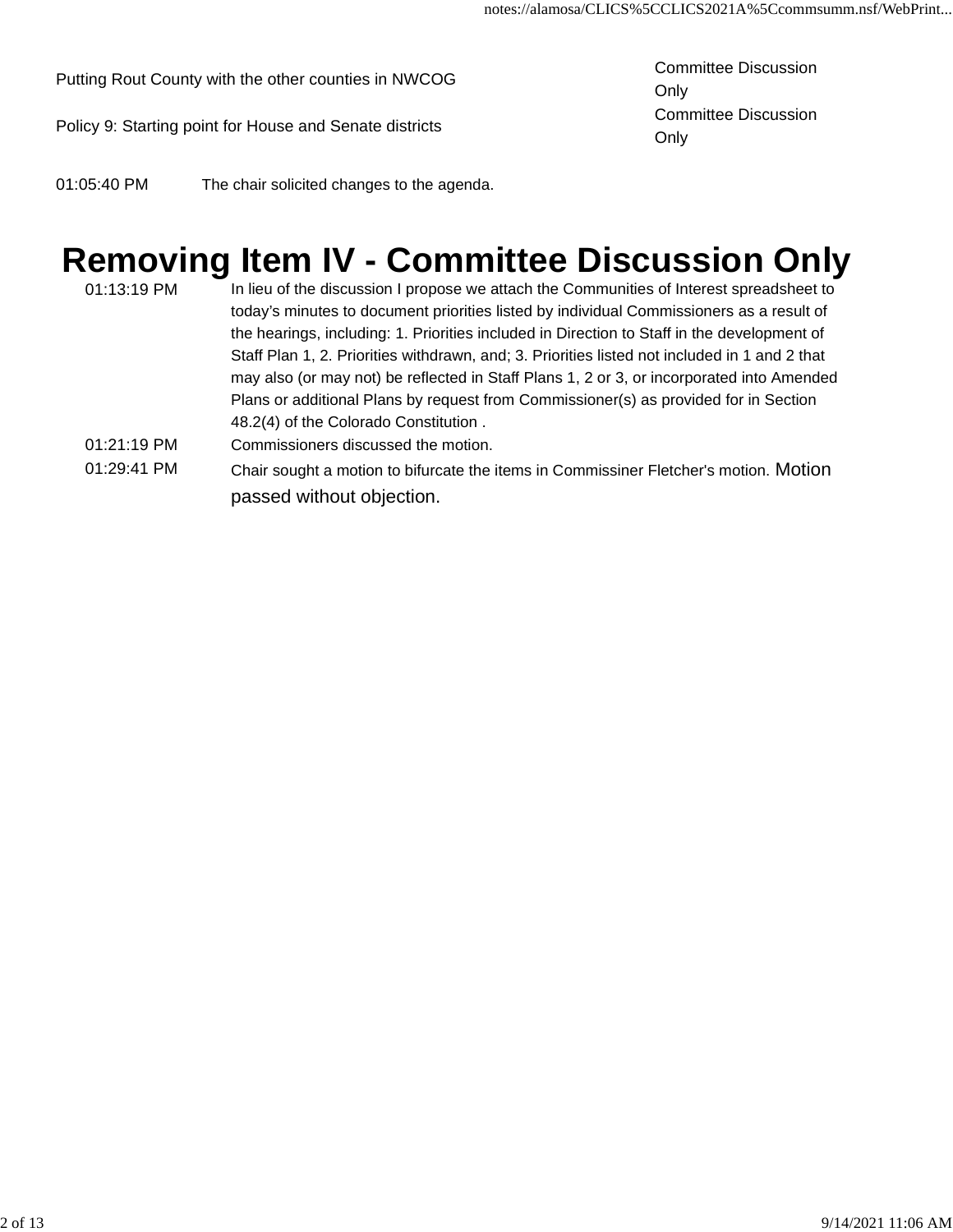| | |
|---|---|
| Putting Rout County with the other counties in NWCOG | Committee Discussion Only |
| Policy 9: Starting point for House and Senate districts | Committee Discussion Only |

01:05:40 PM The chair solicited changes to the agenda.

# Removing Item IV - Committee Discussion Only

| | |
|---|---|
| 01:13:19 PM | In lieu of the discussion I propose we attach the Communities of Interest spreadsheet to today's minutes to document priorities listed by individual Commissioners as a result of the hearings, including: 1. Priorities included in Direction to Staff in the development of Staff Plan 1, 2. Priorities withdrawn, and; 3. Priorities listed not included in 1 and 2 that may also (or may not) be reflected in Staff Plans 1, 2 or 3, or incorporated into Amended Plans or additional Plans by request from Commissioner(s) as provided for in Section 48.2(4) of the Colorado Constitution . |
| 01:21:19 PM | Commissioners discussed the motion. |
| 01:29:41 PM | Chair sought a motion to bifurcate the items in Commissiner Fletcher's motion. Motion passed without objection. |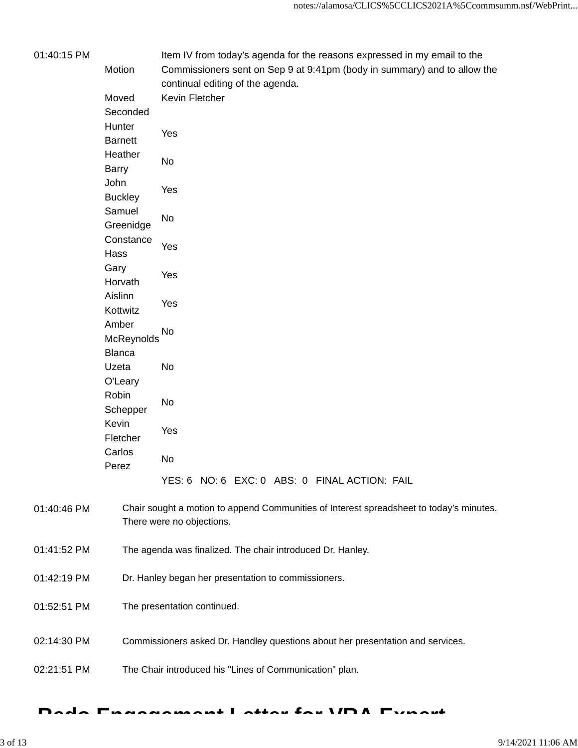| | | |
|---|---|---|
| 01:40:15 PM | Motion | Item IV from today's agenda for the reasons expressed in my email to the Commissioners sent on Sep 9 at 9:41pm (body in summary) and to allow the continual editing of the agenda. |
| | Moved | Kevin Fletcher |
| | Seconded | |
| | Hunter Barnett | Yes |
| | Heather Barry | No |
| | John Buckley | Yes |
| | Samuel Greenidge | No |
| | Constance Hass | Yes |
| | Gary Horvath | Yes |
| | Aislinn Kottwitz | Yes |
| | Amber McReynolds | No |
| | Blanca Uzeta O'Leary | No |
| | Robin Schepper | No |
| | Kevin Fletcher | Yes |
| | Carlos Perez | No |
| | | YES: 6 NO: 6 EXC: 0 ABS: 0 FINAL ACTION: FAIL |

| | |
|---|---|
| 01:40:46 PM | Chair sought a motion to append Communities of Interest spreadsheet to today's minutes. There were no objections. |
| 01:41:52 PM | The agenda was finalized. The chair introduced Dr. Hanley. |
| 01:42:19 PM | Dr. Hanley began her presentation to commissioners. |
| 01:52:51 PM | The presentation continued. |
| 02:14:30 PM | Commissioners asked Dr. Handley questions about her presentation and services. |
| 02:21:51 PM | The Chair introduced his "Lines of Communication" plan. |

# Redo Engagement Letter for VRA Expert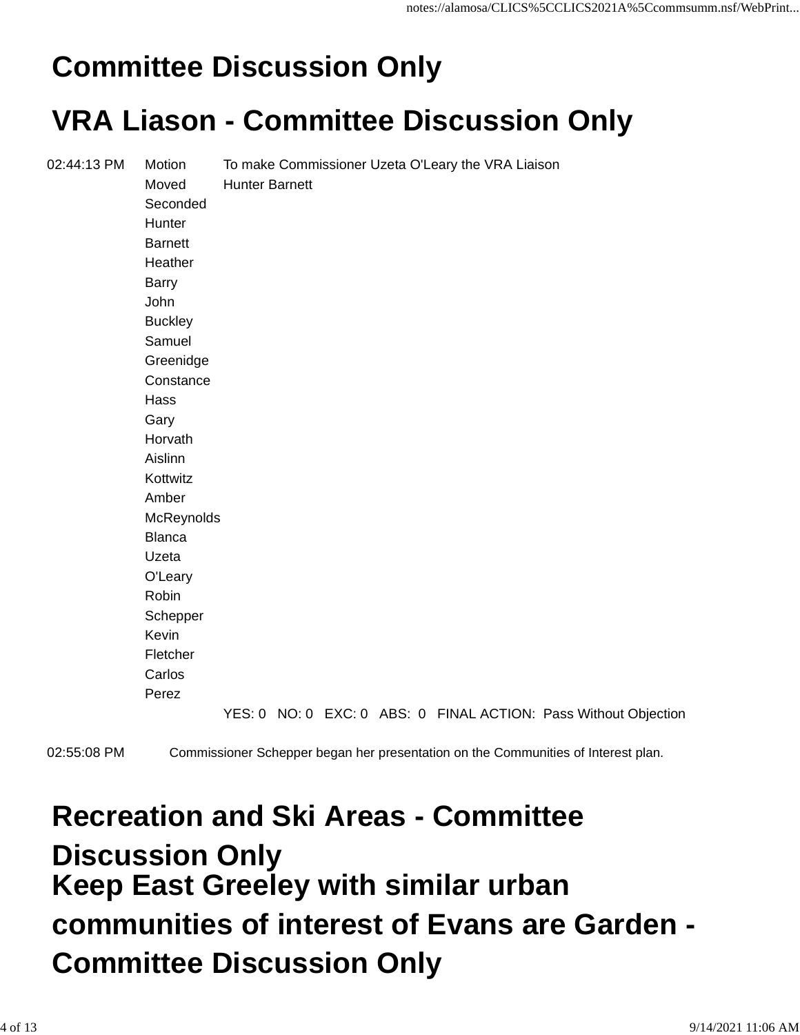# Committee Discussion Only

# VRA Liason - Committee Discussion Only

| | | |
|---|---|---|
| 02:44:13 PM | Motion | To make Commissioner Uzeta O'Leary the VRA Liaison |
| | Moved | Hunter Barnett |
| | Seconded | |
| | Hunter Barnett | |
| | Heather Barry | |
| | John Buckley | |
| | Samuel Greenidge | |
| | Constance Hass | |
| | Gary Horvath | |
| | Aislinn Kottwitz | |
| | Amber McReynolds | |
| | Blanca Uzeta O'Leary | |
| | Robin Schepper | |
| | Kevin Fletcher | |
| | Carlos Perez | |
| | | YES: 0 NO: 0 EXC: 0 ABS: 0 FINAL ACTION: Pass Without Objection |

02:55:08 PM Commissioner Schepper began her presentation on the Communities of Interest plan.

# Recreation and Ski Areas - Committee Discussion Only

# Keep East Greeley with similar urban communities of interest of Evans are Garden - Committee Discussion Only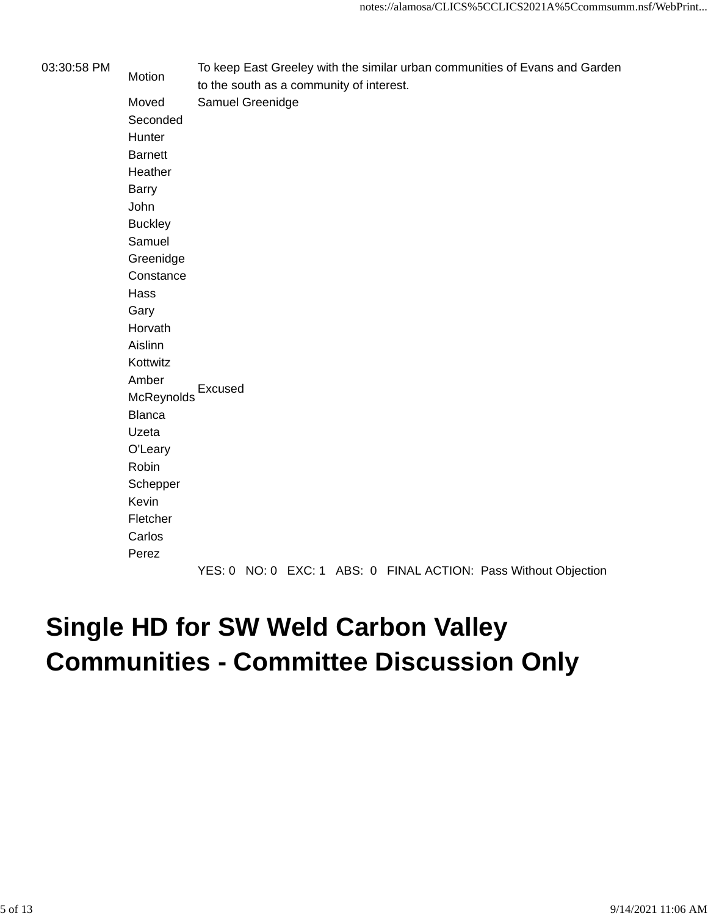| | | |
|---|---|---|
| 03:30:58 PM | Motion | To keep East Greeley with the similar urban communities of Evans and Garden to the south as a community of interest. |
| | Moved | Samuel Greenidge |
| | Seconded | |
| | Hunter Barnett | |
| | Heather Barry | |
| | John Buckley | |
| | Samuel Greenidge | |
| | Constance Hass | |
| | Gary Horvath | |
| | Aislinn Kottwitz | |
| | Amber McReynolds | Excused |
| | Blanca Uzeta O'Leary | |
| | Robin Schepper | |
| | Kevin Fletcher | |
| | Carlos Perez | |
| | | YES: 0 NO: 0 EXC: 1 ABS: 0 FINAL ACTION: Pass Without Objection |

# Single HD for SW Weld Carbon Valley Communities - Committee Discussion Only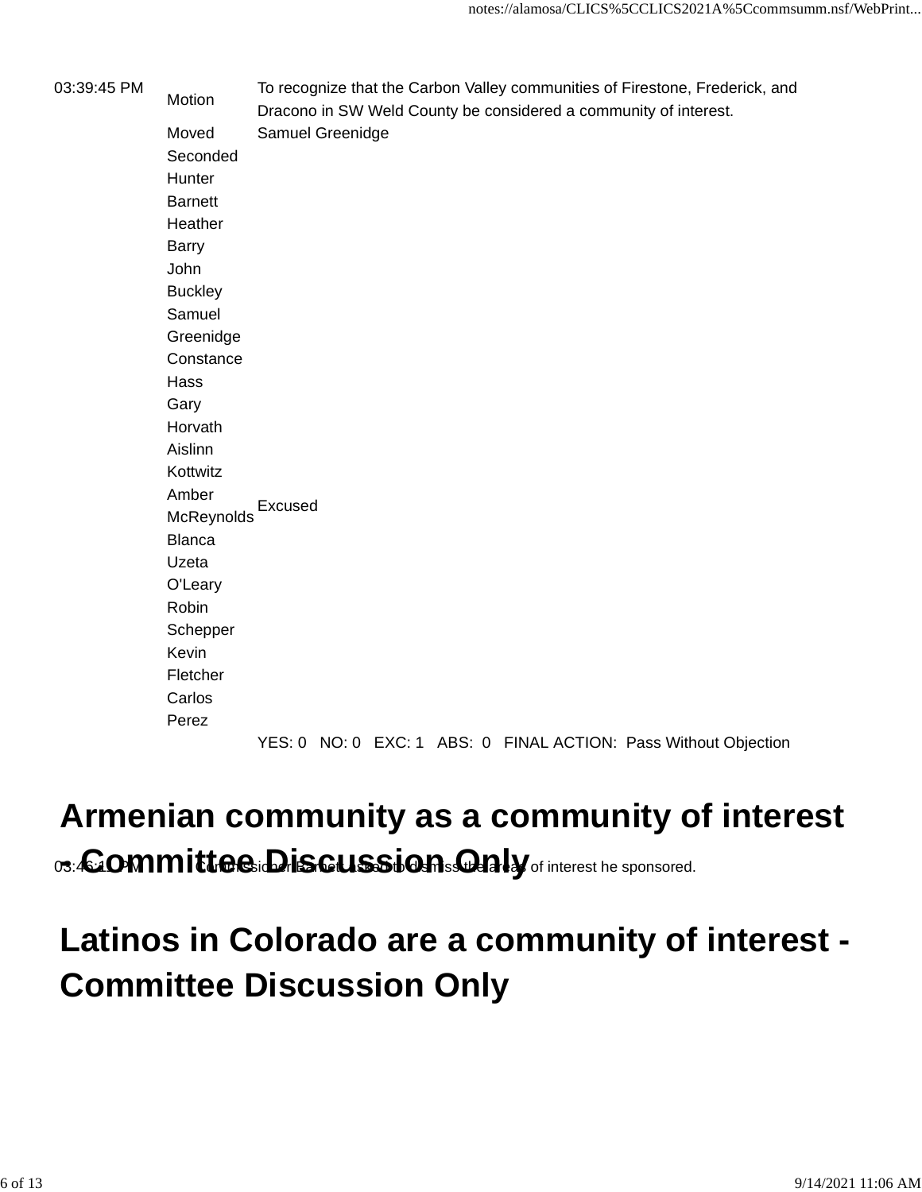| | | |
|---|---|---|
| 03:39:45 PM | Motion | To recognize that the Carbon Valley communities of Firestone, Frederick, and Dracono in SW Weld County be considered a community of interest. |
| | Moved | Samuel Greenidge |
| | Seconded | |
| | Hunter Barnett | |
| | Heather Barry | |
| | John Buckley | |
| | Samuel Greenidge | |
| | Constance Hass | |
| | Gary Horvath | |
| | Aislinn Kottwitz | |
| | Amber McReynolds | Excused |
| | Blanca Uzeta O'Leary | |
| | Robin Schepper | |
| | Kevin Fletcher | |
| | Carlos Perez | |
| | | YES: 0 NO: 0 EXC: 1 ABS: 0 FINAL ACTION: Pass Without Objection |

# Armenian community as a community of interest - Committee Discussion Only

03:46:11 PM Commissioner Barnett asked to dismiss the areas of interest he sponsored.

# Latinos in Colorado are a community of interest - Committee Discussion Only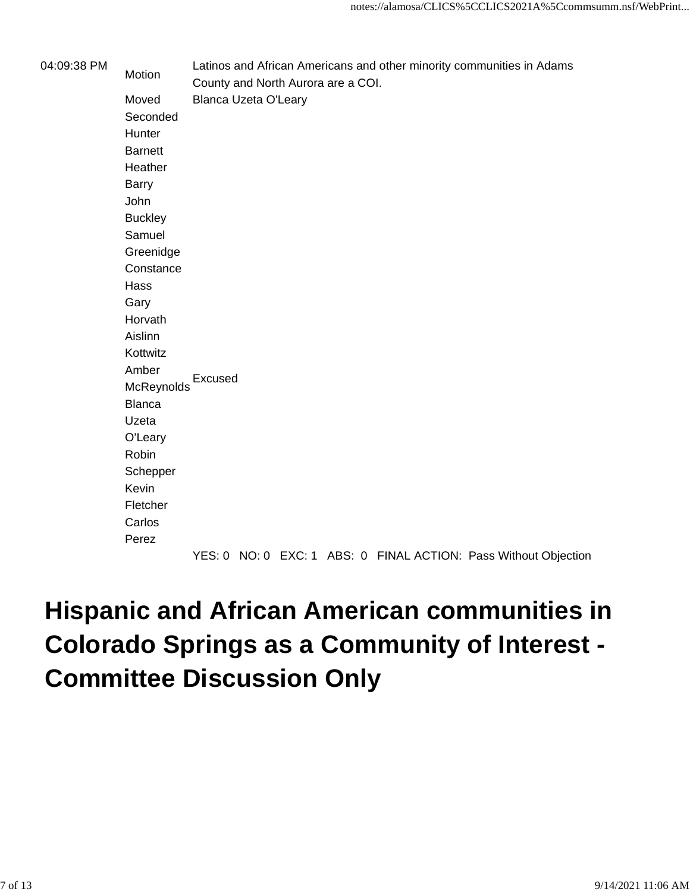| | | |
|---|---|---|
| 04:09:38 PM | Motion | Latinos and African Americans and other minority communities in Adams County and North Aurora are a COI. |
| | Moved | Blanca Uzeta O'Leary |
| | Seconded | |
| | Hunter Barnett | |
| | Heather Barry | |
| | John Buckley | |
| | Samuel Greenidge | |
| | Constance Hass | |
| | Gary Horvath | |
| | Aislinn Kottwitz | |
| | Amber McReynolds | Excused |
| | Blanca Uzeta O'Leary | |
| | Robin Schepper | |
| | Kevin Fletcher | |
| | Carlos Perez | |
| | | YES: 0 NO: 0 EXC: 1 ABS: 0 FINAL ACTION: Pass Without Objection |

# Hispanic and African American communities in Colorado Springs as a Community of Interest - Committee Discussion Only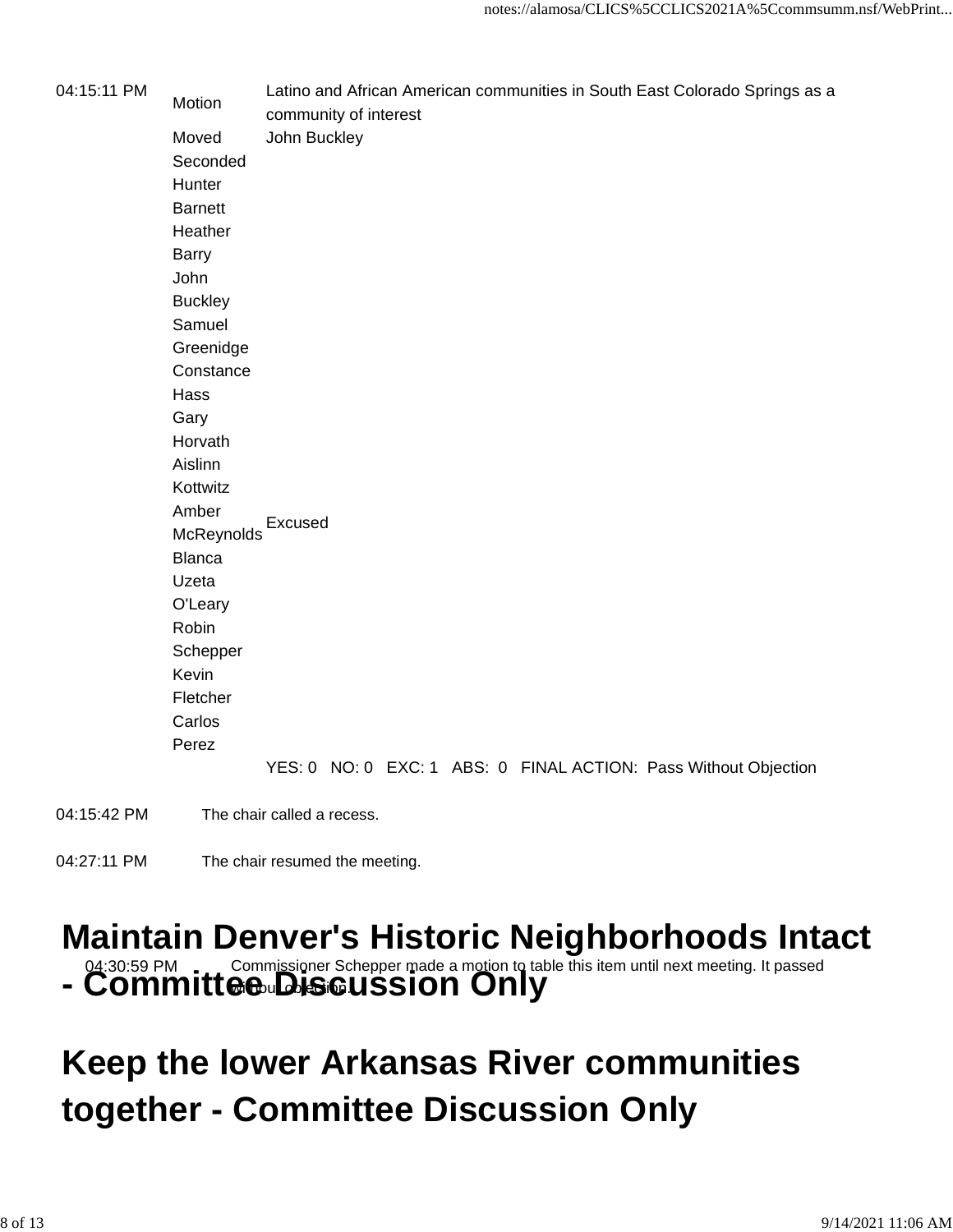| | | |
|---|---|---|
| 04:15:11 PM | Motion | Latino and African American communities in South East Colorado Springs as a community of interest |
| | Moved | John Buckley |
| | Seconded | |
| | Hunter Barnett | |
| | Heather Barry | |
| | John Buckley | |
| | Samuel Greenidge | |
| | Constance Hass | |
| | Gary Horvath | |
| | Aislinn Kottwitz | |
| | Amber McReynolds | Excused |
| | Blanca Uzeta O'Leary | |
| | Robin Schepper | |
| | Kevin Fletcher | |
| | Carlos Perez | |
| | | YES: 0 NO: 0 EXC: 1 ABS: 0 FINAL ACTION: Pass Without Objection |

04:15:42 PM The chair called a recess.

04:27:11 PM The chair resumed the meeting.

# Maintain Denver's Historic Neighborhoods Intact - Committee Discussion Only

04:30:59 PM Commissioner Schepper made a motion to table this item until next meeting. It passed without objection.

# Keep the lower Arkansas River communities together - Committee Discussion Only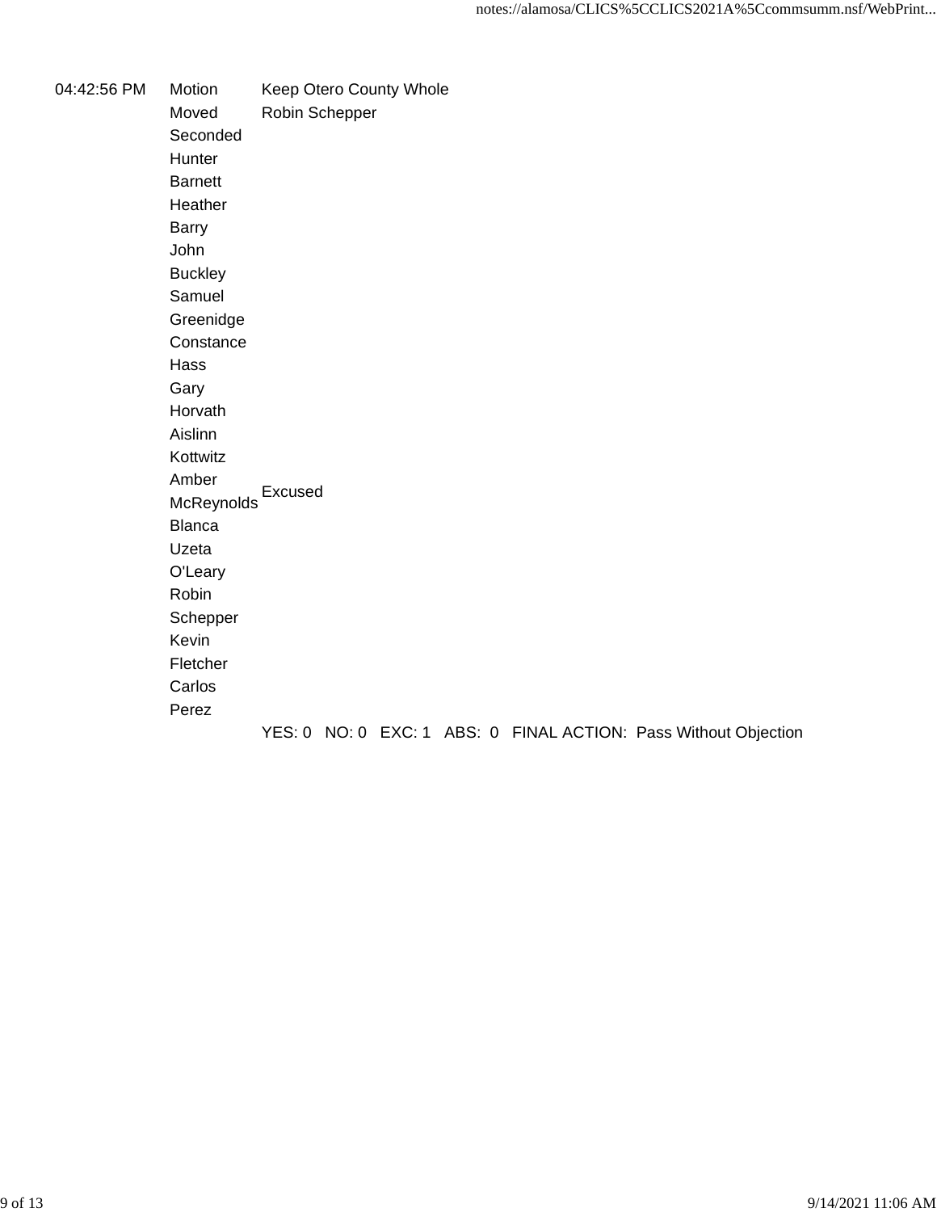| | | |
|---|---|---|
| 04:42:56 PM | Motion | Keep Otero County Whole |
| | Moved | Robin Schepper |
| | Seconded | |
| | Hunter Barnett | |
| | Heather Barry | |
| | John Buckley | |
| | Samuel Greenidge | |
| | Constance Hass | |
| | Gary Horvath | |
| | Aislinn Kottwitz | |
| | Amber McReynolds | Excused |
| | Blanca Uzeta O'Leary | |
| | Robin Schepper | |
| | Kevin Fletcher | |
| | Carlos Perez | |
| | | YES: 0 NO: 0 EXC: 1 ABS: 0 FINAL ACTION: Pass Without Objection |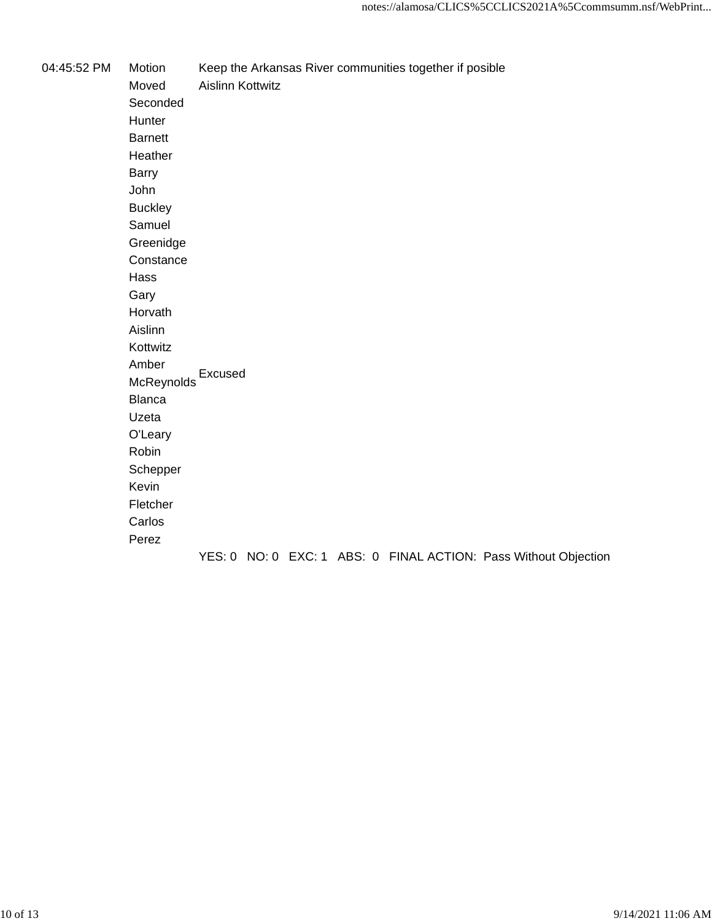| | | |
|---|---|---|
| 04:45:52 PM | Motion | Keep the Arkansas River communities together if posible |
| | Moved | Aislinn Kottwitz |
| | Seconded | |
| | Hunter Barnett | |
| | Heather Barry | |
| | John Buckley | |
| | Samuel Greenidge | |
| | Constance Hass | |
| | Gary Horvath | |
| | Aislinn Kottwitz | |
| | Amber McReynolds | Excused |
| | Blanca Uzeta O'Leary | |
| | Robin Schepper | |
| | Kevin Fletcher | |
| | Carlos Perez | |
| | | YES: 0 NO: 0 EXC: 1 ABS: 0 FINAL ACTION: Pass Without Objection |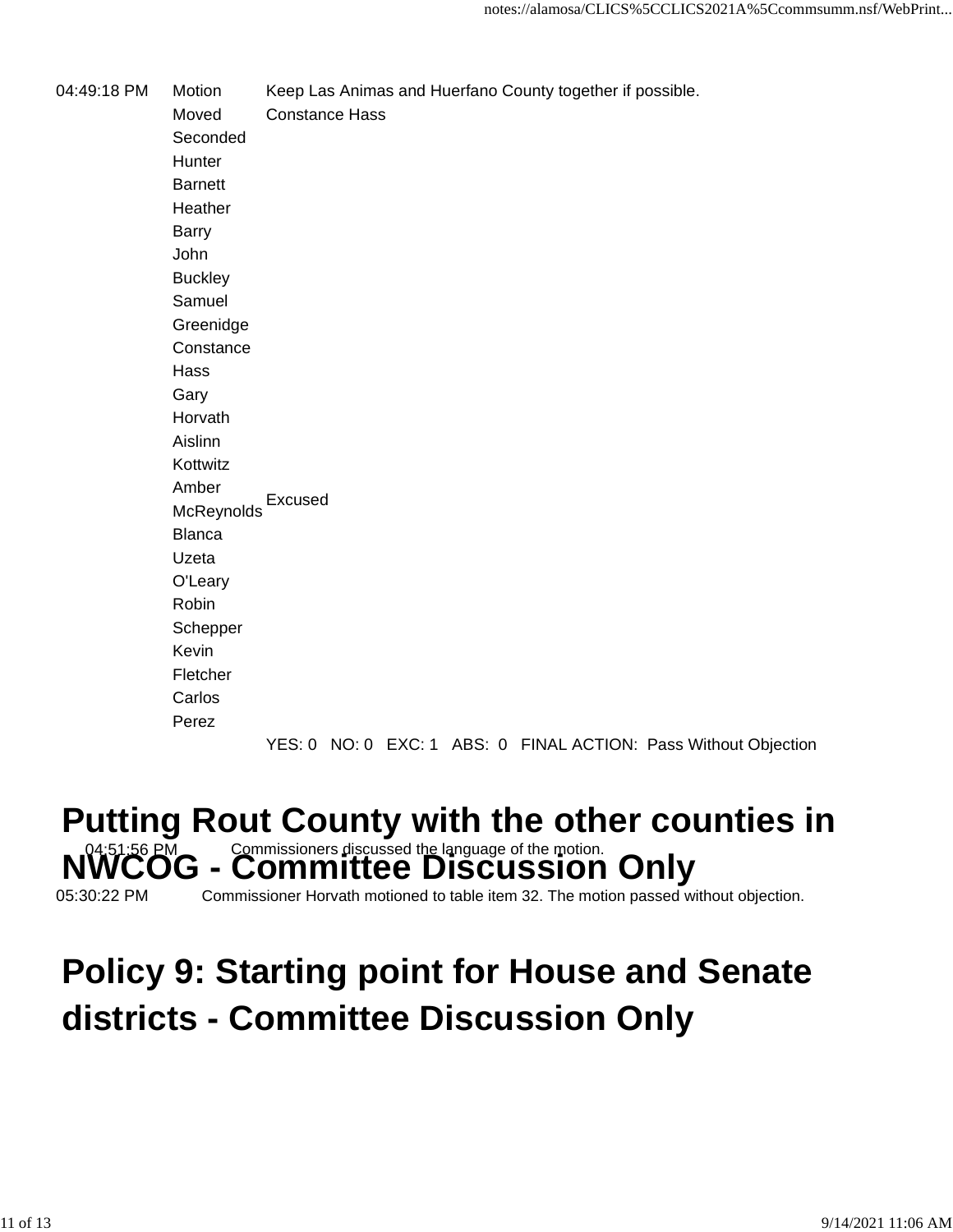| | | |
|---|---|---|
| 04:49:18 PM | Motion | Keep Las Animas and Huerfano County together if possible. |
| | Moved | Constance Hass |
| | Seconded | |
| | Hunter Barnett | |
| | Heather Barry | |
| | John Buckley | |
| | Samuel Greenidge | |
| | Constance Hass | |
| | Gary Horvath | |
| | Aislinn Kottwitz | |
| | Amber McReynolds | Excused |
| | Blanca Uzeta O'Leary | |
| | Robin Schepper | |
| | Kevin Fletcher | |
| | Carlos Perez | |
| | | YES: 0 NO: 0 EXC: 1 ABS: 0 FINAL ACTION: Pass Without Objection |

# Putting Rout County with the other counties in NWCOG - Committee Discussion Only

| | |
|---|---|
| 04:51:56 PM | Commissioners discussed the language of the motion. |
| 05:30:22 PM | Commissioner Horvath motioned to table item 32. The motion passed without objection. |

# Policy 9: Starting point for House and Senate districts - Committee Discussion Only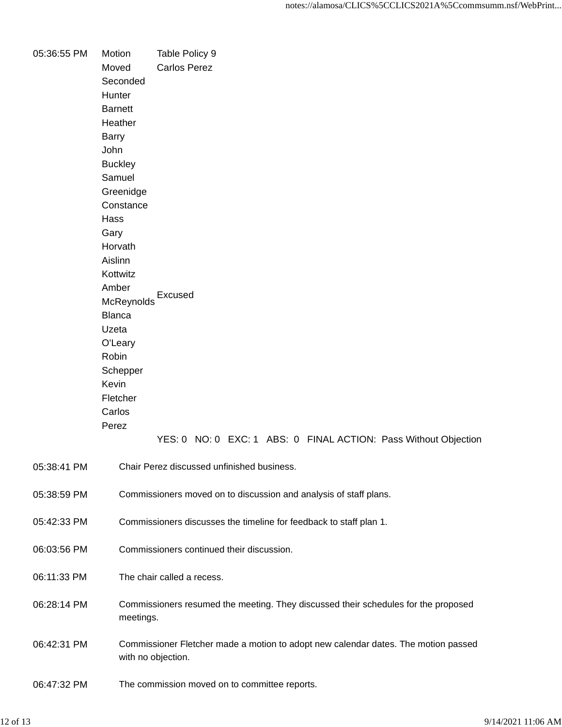| | | |
|---|---|---|
| 05:36:55 PM | Motion | Table Policy 9 |
| | Moved | Carlos Perez |
| | Seconded | |
| | Hunter Barnett | |
| | Heather Barry | |
| | John Buckley | |
| | Samuel Greenidge | |
| | Constance Hass | |
| | Gary Horvath | |
| | Aislinn Kottwitz | |
| | Amber McReynolds | Excused |
| | Blanca Uzeta O'Leary | |
| | Robin Schepper | |
| | Kevin Fletcher | |
| | Carlos Perez | |
| | | YES: 0 NO: 0 EXC: 1 ABS: 0 FINAL ACTION: Pass Without Objection |

| | |
|---|---|
| 05:38:41 PM | Chair Perez discussed unfinished business. |
| 05:38:59 PM | Commissioners moved on to discussion and analysis of staff plans. |
| 05:42:33 PM | Commissioners discusses the timeline for feedback to staff plan 1. |
| 06:03:56 PM | Commissioners continued their discussion. |
| 06:11:33 PM | The chair called a recess. |
| 06:28:14 PM | Commissioners resumed the meeting. They discussed their schedules for the proposed meetings. |
| 06:42:31 PM | Commissioner Fletcher made a motion to adopt new calendar dates. The motion passed with no objection. |
| 06:47:32 PM | The commission moved on to committee reports. |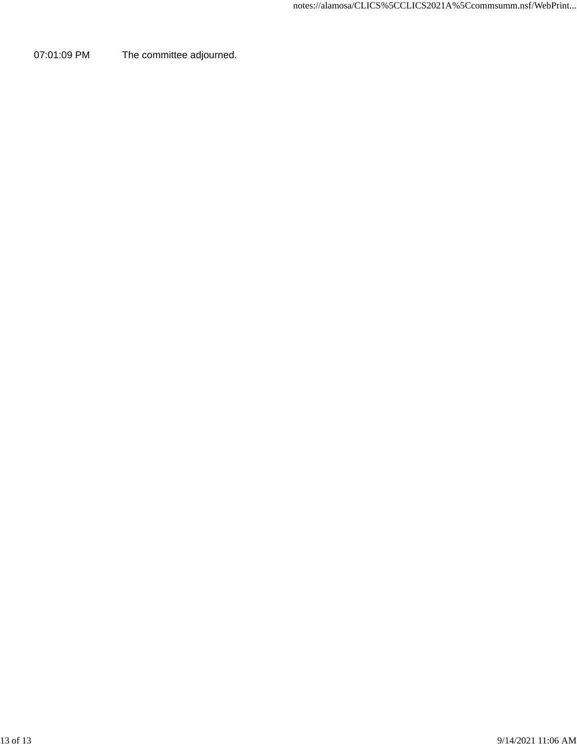| | |
|---|---|
| 07:01:09 PM | The committee adjourned. |